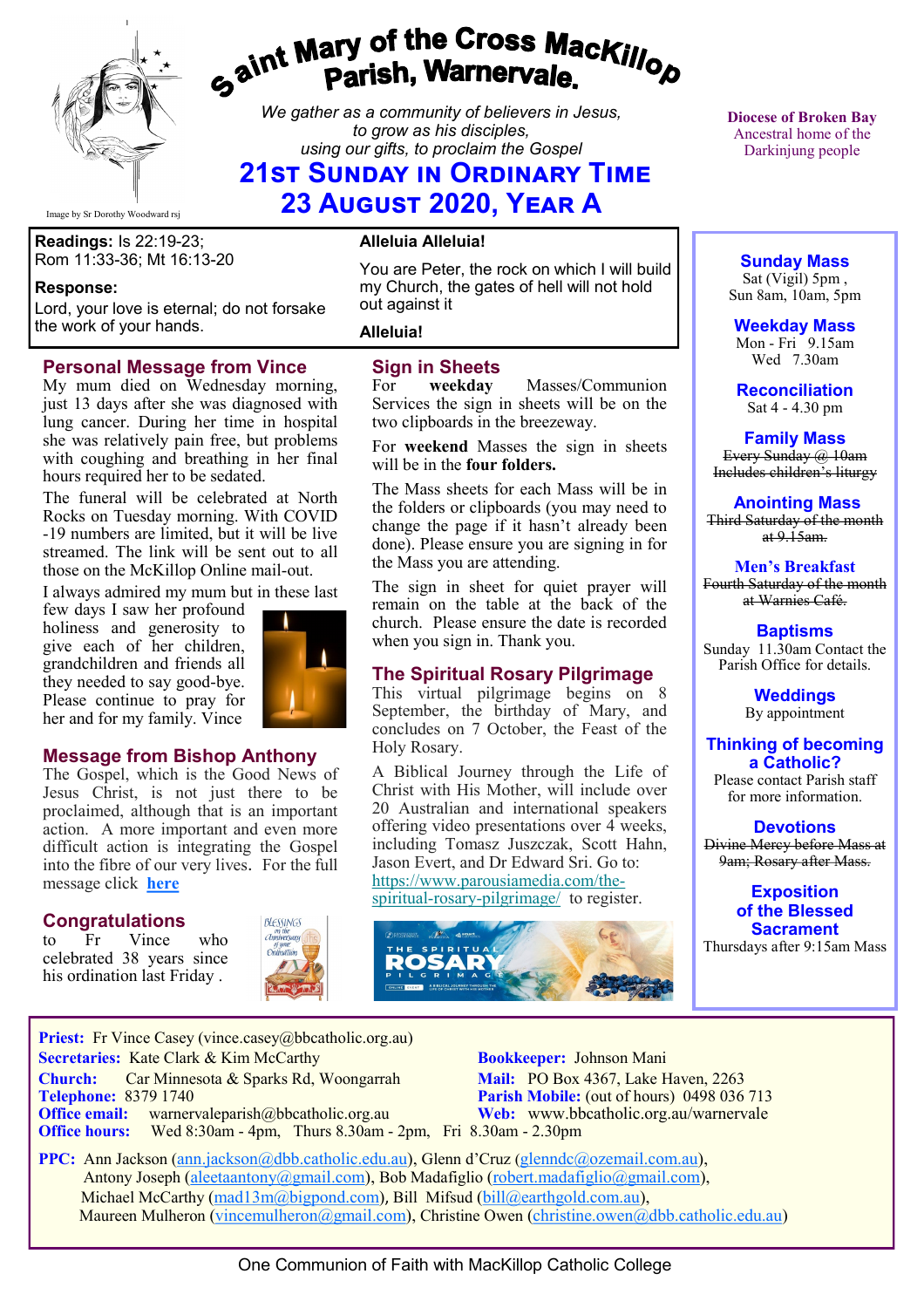# Saint Mary of the Cross MacKillop Parish, Warnervale.

*We gather as a community of believers in Jesus, to grow as his disciples, using our gifts, to proclaim the Gospel*

## 21st Sunday in Ordinary Time
## 23 August 2020, Year A

Image by Sr Dorothy Woodward rsj

**Diocese of Broken Bay**
Ancestral home of the Darkinjung people

**Readings:** Is 22:19-23; Rom 11:33-36; Mt 16:13-20

**Response:**
Lord, your love is eternal; do not forsake the work of your hands.

**Alleluia Alleluia!**

You are Peter, the rock on which I will build my Church, the gates of hell will not hold out against it

**Alleluia!**

### Personal Message from Vince

My mum died on Wednesday morning, just 13 days after she was diagnosed with lung cancer. During her time in hospital she was relatively pain free, but problems with coughing and breathing in her final hours required her to be sedated.

The funeral will be celebrated at North Rocks on Tuesday morning. With COVID -19 numbers are limited, but it will be live streamed. The link will be sent out to all those on the McKillop Online mail-out.

I always admired my mum but in these last few days I saw her profound holiness and generosity to give each of her children, grandchildren and friends all they needed to say good-bye. Please continue to pray for her and for my family. Vince

### Message from Bishop Anthony

The Gospel, which is the Good News of Jesus Christ, is not just there to be proclaimed, although that is an important action. A more important and even more difficult action is integrating the Gospel into the fibre of our very lives. For the full message click **here**

### Congratulations

to Fr Vince who celebrated 38 years since his ordination last Friday .

### Sign in Sheets

For **weekday** Masses/Communion Services the sign in sheets will be on the two clipboards in the breezeway.

For **weekend** Masses the sign in sheets will be in the **four folders.**

The Mass sheets for each Mass will be in the folders or clipboards (you may need to change the page if it hasn't already been done). Please ensure you are signing in for the Mass you are attending.

The sign in sheet for quiet prayer will remain on the table at the back of the church. Please ensure the date is recorded when you sign in. Thank you.

### The Spiritual Rosary Pilgrimage

This virtual pilgrimage begins on 8 September, the birthday of Mary, and concludes on 7 October, the Feast of the Holy Rosary.

A Biblical Journey through the Life of Christ with His Mother, will include over 20 Australian and international speakers offering video presentations over 4 weeks, including Tomasz Juszczak, Scott Hahn, Jason Evert, and Dr Edward Sri. Go to: https://www.parousiamedia.com/the-spiritual-rosary-pilgrimage/ to register.

**Sunday Mass**
Sat (Vigil) 5pm ,
Sun 8am, 10am, 5pm

**Weekday Mass**
Mon - Fri 9.15am
Wed 7.30am

**Reconciliation**
Sat 4 - 4.30 pm

**Family Mass**
~~Every Sunday @ 10am Includes children's liturgy~~

**Anointing Mass**
~~Third Saturday of the month at 9.15am.~~

**Men's Breakfast**
~~Fourth Saturday of the month at Warnies Café.~~

**Baptisms**
Sunday 11.30am Contact the Parish Office for details.

**Weddings**
By appointment

**Thinking of becoming a Catholic?**
Please contact Parish staff for more information.

**Devotions**
~~Divine Mercy before Mass at 9am; Rosary after Mass.~~

**Exposition of the Blessed Sacrament**
Thursdays after 9:15am Mass

**Priest:** Fr Vince Casey (vince.casey@bbcatholic.org.au)
**Secretaries:** Kate Clark & Kim McCarthy
**Bookkeeper:** Johnson Mani
**Church:** Car Minnesota & Sparks Rd, Woongarrah
**Mail:** PO Box 4367, Lake Haven, 2263
**Telephone:** 8379 1740
**Parish Mobile:** (out of hours) 0498 036 713
**Office email:** warnervaleparish@bbcatholic.org.au
**Web:** www.bbcatholic.org.au/warnervale
**Office hours:** Wed 8:30am - 4pm, Thurs 8.30am - 2pm, Fri 8.30am - 2.30pm

**PPC:** Ann Jackson (ann.jackson@dbb.catholic.edu.au), Glenn d'Cruz (glenndc@ozemail.com.au), Antony Joseph (aleetaantony@gmail.com), Bob Madafiglio (robert.madafiglio@gmail.com), Michael McCarthy (mad13m@bigpond.com), Bill Mifsud (bill@earthgold.com.au), Maureen Mulheron (vincemulheron@gmail.com), Christine Owen (christine.owen@dbb.catholic.edu.au)

One Communion of Faith with MacKillop Catholic College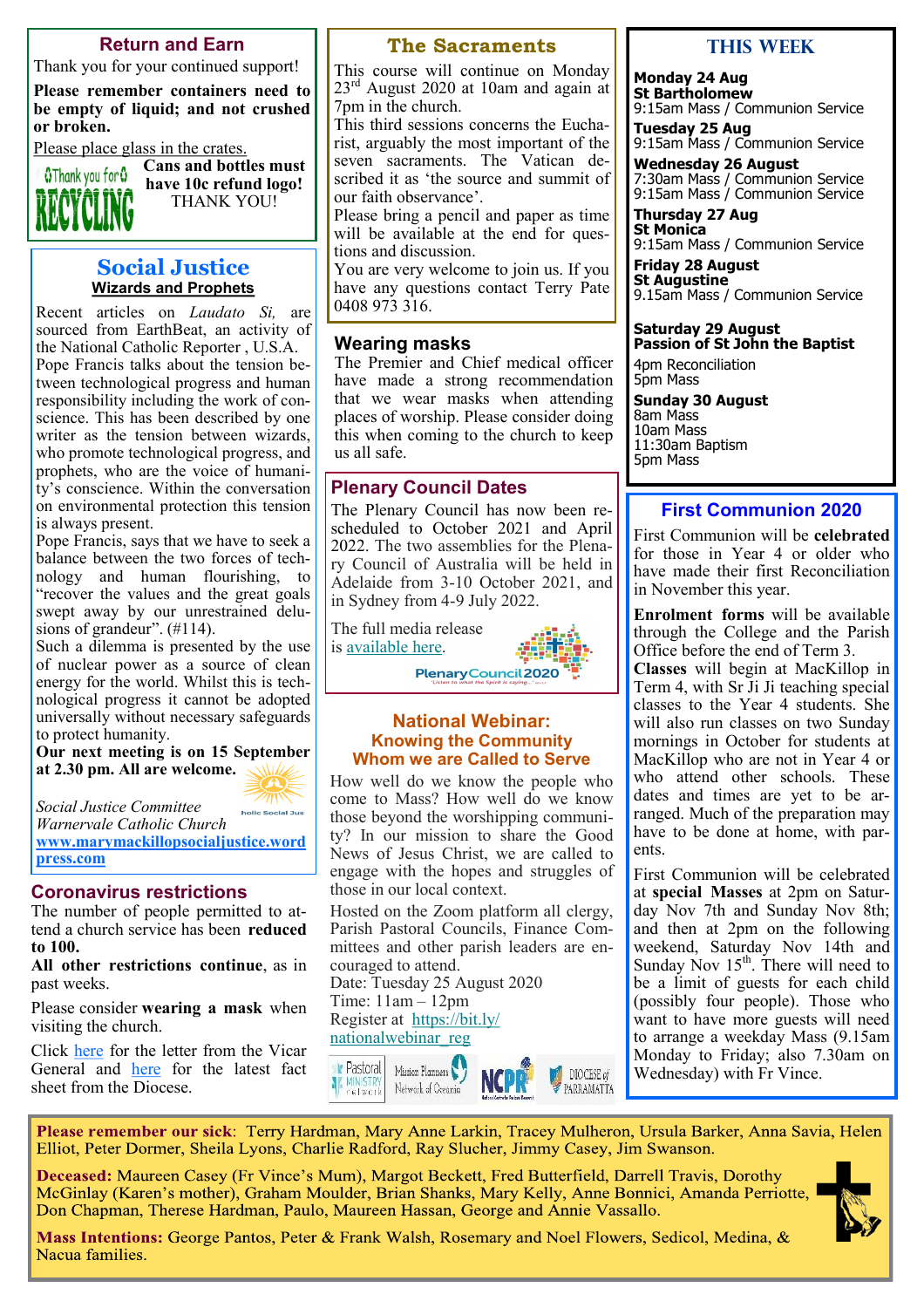## Return and Earn

Thank you for your continued support!

**Please remember containers need to be empty of liquid; and not crushed or broken.**

Please place glass in the crates.

**Cans and bottles must have 10c refund logo!**

THANK YOU!

## Social Justice

### Wizards and Prophets

Recent articles on *Laudato Si,* are sourced from EarthBeat, an activity of the National Catholic Reporter , U.S.A. Pope Francis talks about the tension between technological progress and human responsibility including the work of conscience. This has been described by one writer as the tension between wizards, who promote technological progress, and prophets, who are the voice of humanity's conscience. Within the conversation on environmental protection this tension is always present.

Pope Francis, says that we have to seek a balance between the two forces of technology and human flourishing, to "recover the values and the great goals swept away by our unrestrained delusions of grandeur". (#114).

Such a dilemma is presented by the use of nuclear power as a source of clean energy for the world. Whilst this is technological progress it cannot be adopted universally without necessary safeguards to protect humanity.

**Our next meeting is on 15 September at 2.30 pm. All are welcome.**

*Social Justice Committee*
*Warnervale Catholic Church*
**www.marymackillopsocialjustice.wordpress.com**

## Coronavirus restrictions

The number of people permitted to attend a church service has been **reduced to 100.**

**All other restrictions continue**, as in past weeks.

Please consider **wearing a mask** when visiting the church.

Click here for the letter from the Vicar General and here for the latest fact sheet from the Diocese.

## The Sacraments

This course will continue on Monday 23rd August 2020 at 10am and again at 7pm in the church.

This third sessions concerns the Eucharist, arguably the most important of the seven sacraments. The Vatican described it as 'the source and summit of our faith observance'.

Please bring a pencil and paper as time will be available at the end for questions and discussion.

You are very welcome to join us. If you have any questions contact Terry Pate 0408 973 316.

## Wearing masks

The Premier and Chief medical officer have made a strong recommendation that we wear masks when attending places of worship. Please consider doing this when coming to the church to keep us all safe.

## Plenary Council Dates

The Plenary Council has now been rescheduled to October 2021 and April 2022. The two assemblies for the Plenary Council of Australia will be held in Adelaide from 3-10 October 2021, and in Sydney from 4-9 July 2022.

The full media release is available here.

## National Webinar: Knowing the Community Whom we are Called to Serve

How well do we know the people who come to Mass? How well do we know those beyond the worshipping community? In our mission to share the Good News of Jesus Christ, we are called to engage with the hopes and struggles of those in our local context.

Hosted on the Zoom platform all clergy, Parish Pastoral Councils, Finance Committees and other parish leaders are encouraged to attend.

Date: Tuesday 25 August 2020
Time: 11am – 12pm
Register at https://bit.ly/nationalwebinar_reg

## THIS WEEK

**Monday 24 Aug**
**St Bartholomew**
9:15am Mass / Communion Service

**Tuesday 25 Aug**
9:15am Mass / Communion Service

**Wednesday 26 August**
7:30am Mass / Communion Service
9:15am Mass / Communion Service

**Thursday 27 Aug**
**St Monica**
9:15am Mass / Communion Service

**Friday 28 August**
**St Augustine**
9.15am Mass / Communion Service

**Saturday 29 August**
**Passion of St John the Baptist**
4pm Reconciliation
5pm Mass

**Sunday 30 August**
8am Mass
10am Mass
11:30am Baptism
5pm Mass

## First Communion 2020

First Communion will be **celebrated** for those in Year 4 or older who have made their first Reconciliation in November this year.

**Enrolment forms** will be available through the College and the Parish Office before the end of Term 3.

**Classes** will begin at MacKillop in Term 4, with Sr Ji Ji teaching special classes to the Year 4 students. She will also run classes on two Sunday mornings in October for students at MacKillop who are not in Year 4 or who attend other schools. These dates and times are yet to be arranged. Much of the preparation may have to be done at home, with parents.

First Communion will be celebrated at **special Masses** at 2pm on Saturday Nov 7th and Sunday Nov 8th; and then at 2pm on the following weekend, Saturday Nov 14th and Sunday Nov 15th. There will need to be a limit of guests for each child (possibly four people). Those who want to have more guests will need to arrange a weekday Mass (9.15am Monday to Friday; also 7.30am on Wednesday) with Fr Vince.

---

**Please remember our sick**: Terry Hardman, Mary Anne Larkin, Tracey Mulheron, Ursula Barker, Anna Savia, Helen Elliot, Peter Dormer, Sheila Lyons, Charlie Radford, Ray Slucher, Jimmy Casey, Jim Swanson.

**Deceased:** Maureen Casey (Fr Vince's Mum), Margot Beckett, Fred Butterfield, Darrell Travis, Dorothy McGinlay (Karen's mother), Graham Moulder, Brian Shanks, Mary Kelly, Anne Bonnici, Amanda Perriotte, Don Chapman, Therese Hardman, Paulo, Maureen Hassan, George and Annie Vassallo.

**Mass Intentions:** George Pantos, Peter & Frank Walsh, Rosemary and Noel Flowers, Sedicol, Medina, & Nacua families.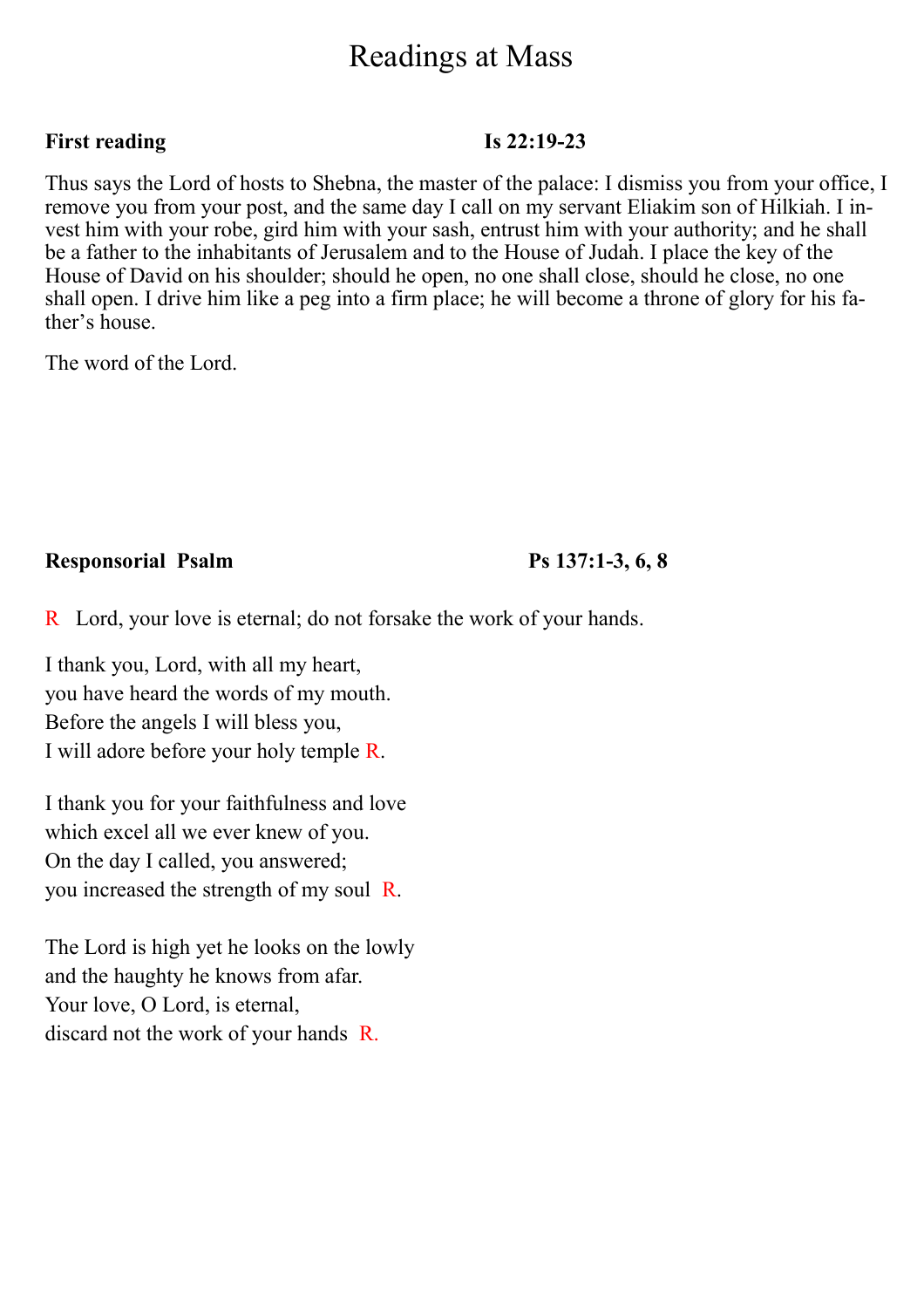# Readings at Mass

**First reading** **Is 22:19-23**

Thus says the Lord of hosts to Shebna, the master of the palace: I dismiss you from your office, I remove you from your post, and the same day I call on my servant Eliakim son of Hilkiah. I invest him with your robe, gird him with your sash, entrust him with your authority; and he shall be a father to the inhabitants of Jerusalem and to the House of Judah. I place the key of the House of David on his shoulder; should he open, no one shall close, should he close, no one shall open. I drive him like a peg into a firm place; he will become a throne of glory for his father's house.

The word of the Lord.

**Responsorial Psalm** **Ps 137:1-3, 6, 8**

R Lord, your love is eternal; do not forsake the work of your hands.

I thank you, Lord, with all my heart,  
you have heard the words of my mouth.  
Before the angels I will bless you,  
I will adore before your holy temple R.

I thank you for your faithfulness and love  
which excel all we ever knew of you.  
On the day I called, you answered;  
you increased the strength of my soul R.

The Lord is high yet he looks on the lowly  
and the haughty he knows from afar.  
Your love, O Lord, is eternal,  
discard not the work of your hands R.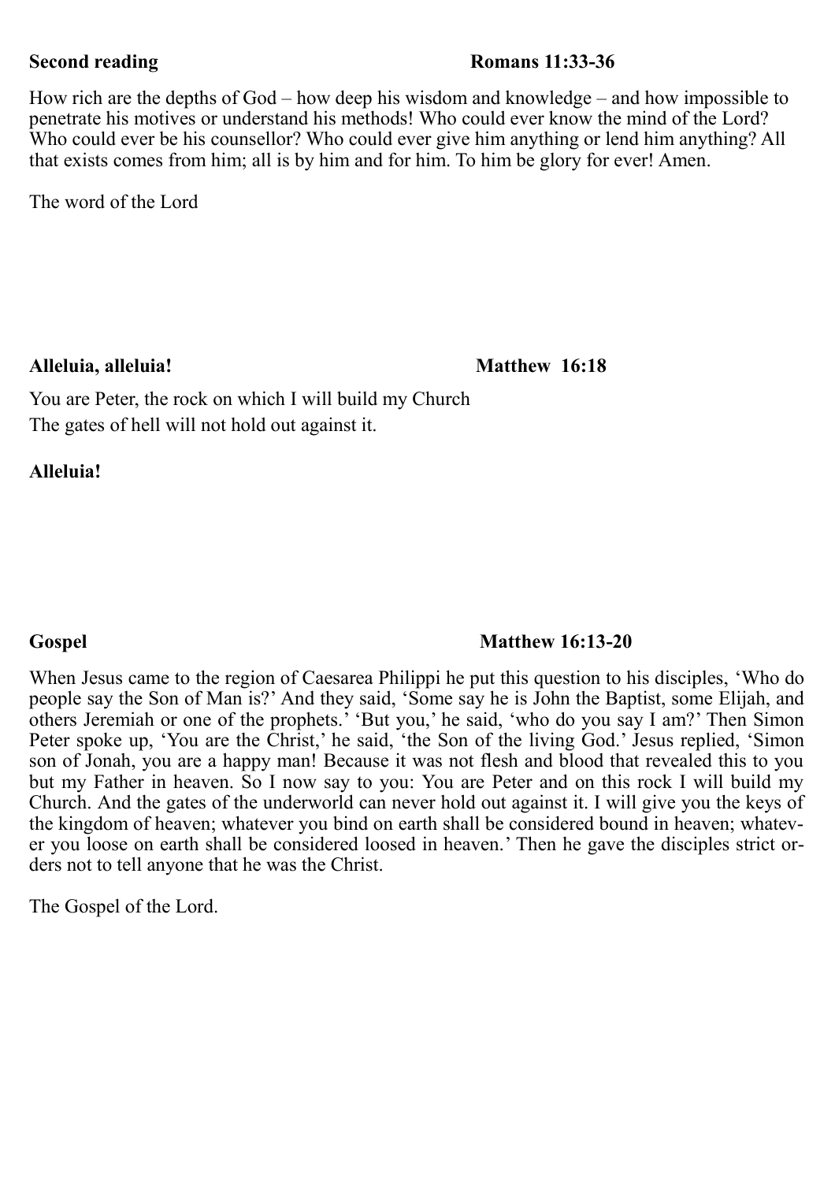**Second reading** **Romans 11:33-36**

How rich are the depths of God – how deep his wisdom and knowledge – and how impossible to penetrate his motives or understand his methods! Who could ever know the mind of the Lord? Who could ever be his counsellor? Who could ever give him anything or lend him anything? All that exists comes from him; all is by him and for him. To him be glory for ever! Amen.

The word of the Lord

**Alleluia, alleluia!** **Matthew 16:18**

You are Peter, the rock on which I will build my Church
The gates of hell will not hold out against it.

**Alleluia!**

**Gospel** **Matthew 16:13-20**

When Jesus came to the region of Caesarea Philippi he put this question to his disciples, 'Who do people say the Son of Man is?' And they said, 'Some say he is John the Baptist, some Elijah, and others Jeremiah or one of the prophets.' 'But you,' he said, 'who do you say I am?' Then Simon Peter spoke up, 'You are the Christ,' he said, 'the Son of the living God.' Jesus replied, 'Simon son of Jonah, you are a happy man! Because it was not flesh and blood that revealed this to you but my Father in heaven. So I now say to you: You are Peter and on this rock I will build my Church. And the gates of the underworld can never hold out against it. I will give you the keys of the kingdom of heaven; whatever you bind on earth shall be considered bound in heaven; whatever you loose on earth shall be considered loosed in heaven.' Then he gave the disciples strict orders not to tell anyone that he was the Christ.

The Gospel of the Lord.